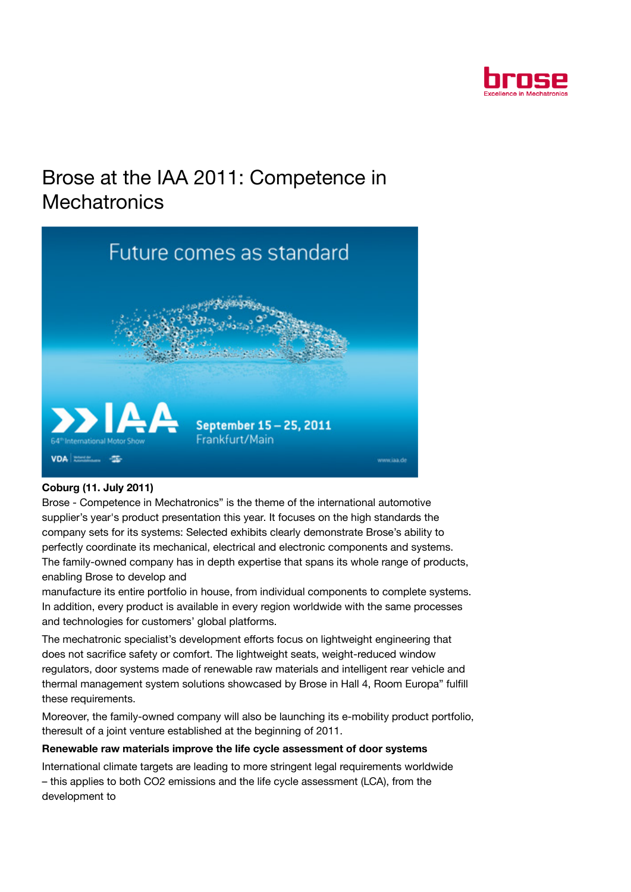# Brose at the IAA 2011: Competence in Mechatronics

**Coburg (11. July 2011)**

Brose - Competence in Mechatronics" is the theme of the international automotive supplier's year's product presentation this year. It focuses on the high standards the company sets for its systems: Selected exhibits clearly demonstrate Brose's ability to perfectly coordinate its mechanical, electrical and electronic components and systems. The family-owned company has in depth expertise that spans its whole range of products, enabling Brose to develop and manufacture its entire portfolio in house, from individual components to complete systems. In addition, every product is available in every region worldwide with the same processes and technologies for customers' global platforms.

The mechatronic specialist's development efforts focus on lightweight engineering that does not sacrifice safety or comfort. The lightweight seats, weight-reduced window regulators, door systems made of renewable raw materials and intelligent rear vehicle and thermal management system solutions showcased by Brose in Hall 4, Room Europa" fulfill these requirements.

Moreover, the family-owned company will also be launching its e-mobility product portfolio, theresult of a joint venture established at the beginning of 2011.

**Renewable raw materials improve the life cycle assessment of door systems**

International climate targets are leading to more stringent legal requirements worldwide – this applies to both CO2 emissions and the life cycle assessment (LCA), from the development to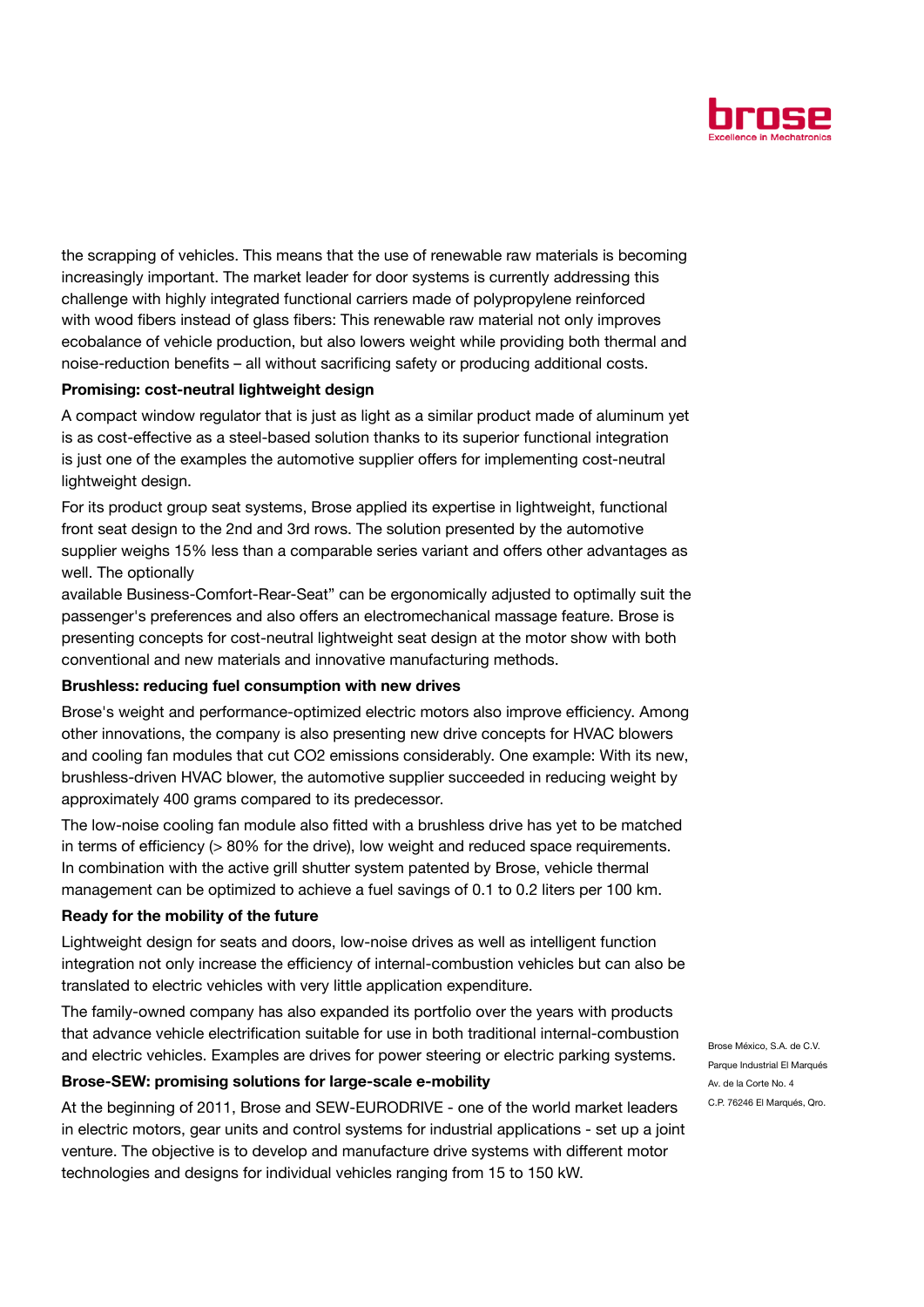the scrapping of vehicles. This means that the use of renewable raw materials is becoming increasingly important. The market leader for door systems is currently addressing this challenge with highly integrated functional carriers made of polypropylene reinforced with wood fibers instead of glass fibers: This renewable raw material not only improves ecobalance of vehicle production, but also lowers weight while providing both thermal and noise-reduction benefits – all without sacrificing safety or producing additional costs.

**Promising: cost-neutral lightweight design**

A compact window regulator that is just as light as a similar product made of aluminum yet is as cost-effective as a steel-based solution thanks to its superior functional integration is just one of the examples the automotive supplier offers for implementing cost-neutral lightweight design.

For its product group seat systems, Brose applied its expertise in lightweight, functional front seat design to the 2nd and 3rd rows. The solution presented by the automotive supplier weighs 15% less than a comparable series variant and offers other advantages as well. The optionally available Business-Comfort-Rear-Seat" can be ergonomically adjusted to optimally suit the passenger's preferences and also offers an electromechanical massage feature. Brose is presenting concepts for cost-neutral lightweight seat design at the motor show with both conventional and new materials and innovative manufacturing methods.

**Brushless: reducing fuel consumption with new drives**

Brose's weight and performance-optimized electric motors also improve efficiency. Among other innovations, the company is also presenting new drive concepts for HVAC blowers and cooling fan modules that cut $CO_2$ emissions considerably. One example: With its new, brushless-driven HVAC blower, the automotive supplier succeeded in reducing weight by approximately 400 grams compared to its predecessor.

The low-noise cooling fan module also fitted with a brushless drive has yet to be matched in terms of efficiency (> 80% for the drive), low weight and reduced space requirements. In combination with the active grill shutter system patented by Brose, vehicle thermal management can be optimized to achieve a fuel savings of 0.1 to 0.2 liters per 100 km.

**Ready for the mobility of the future**

Lightweight design for seats and doors, low-noise drives as well as intelligent function integration not only increase the efficiency of internal-combustion vehicles but can also be translated to electric vehicles with very little application expenditure.

The family-owned company has also expanded its portfolio over the years with products that advance vehicle electrification suitable for use in both traditional internal-combustion and electric vehicles. Examples are drives for power steering or electric parking systems.

**Brose-SEW: promising solutions for large-scale e-mobility**

At the beginning of 2011, Brose and SEW-EURODRIVE - one of the world market leaders in electric motors, gear units and control systems for industrial applications - set up a joint venture. The objective is to develop and manufacture drive systems with different motor technologies and designs for individual vehicles ranging from 15 to 150 kW.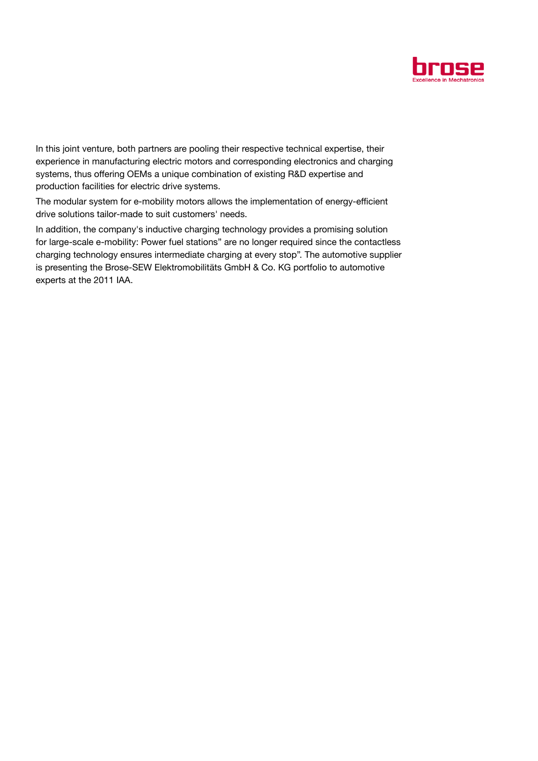In this joint venture, both partners are pooling their respective technical expertise, their experience in manufacturing electric motors and corresponding electronics and charging systems, thus offering OEMs a unique combination of existing R&D expertise and production facilities for electric drive systems.

The modular system for e-mobility motors allows the implementation of energy-efficient drive solutions tailor-made to suit customers' needs.

In addition, the company's inductive charging technology provides a promising solution for large-scale e-mobility: Power fuel stations" are no longer required since the contactless charging technology ensures intermediate charging at every stop". The automotive supplier is presenting the Brose-SEW Elektromobilitäts GmbH & Co. KG portfolio to automotive experts at the 2011 IAA.